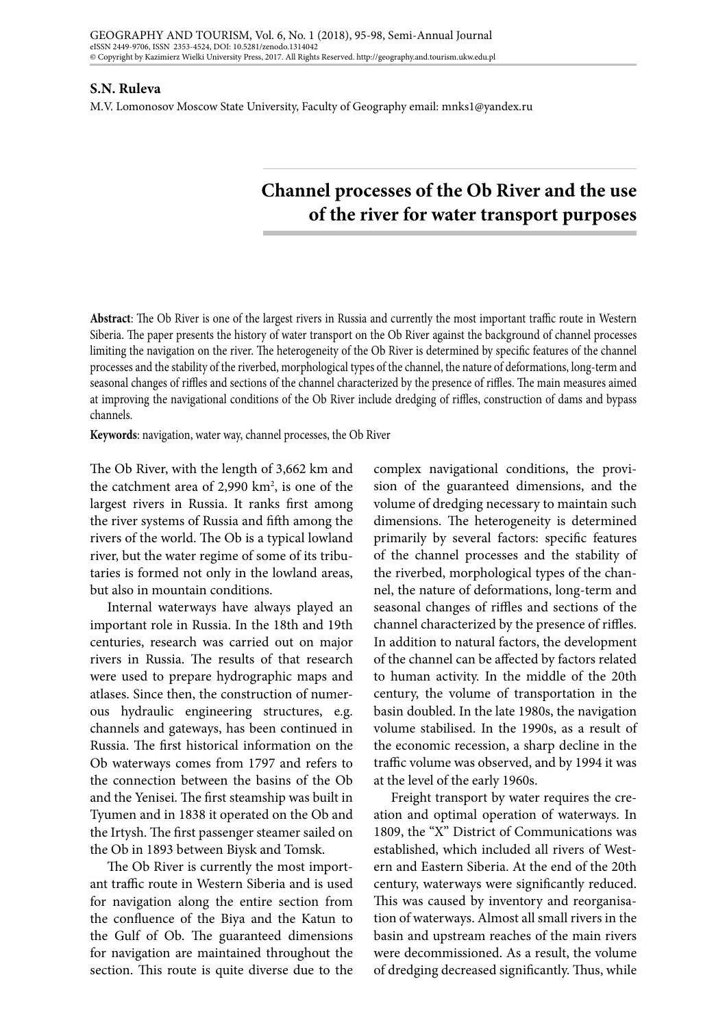**S.N. Ruleva**

M.V. Lomonosov Moscow State University, Faculty of Geography email: mnks1@yandex.ru

# Channel processes of the Ob River and the use of the river for water transport purposes

**Abstract**: The Ob River is one of the largest rivers in Russia and currently the most important traffic route in Western Siberia. The paper presents the history of water transport on the Ob River against the background of channel processes limiting the navigation on the river. The heterogeneity of the Ob River is determined by specific features of the channel processes and the stability of the riverbed, morphological types of the channel, the nature of deformations, long-term and seasonal changes of riffles and sections of the channel characterized by the presence of riffles. The main measures aimed at improving the navigational conditions of the Ob River include dredging of riffles, construction of dams and bypass channels.

**Keywords**: navigation, water way, channel processes, the Ob River

The Ob River, with the length of 3,662 km and the catchment area of 2,990 km$^2$, is one of the largest rivers in Russia. It ranks first among the river systems of Russia and fifth among the rivers of the world. The Ob is a typical lowland river, but the water regime of some of its tributaries is formed not only in the lowland areas, but also in mountain conditions.

Internal waterways have always played an important role in Russia. In the 18th and 19th centuries, research was carried out on major rivers in Russia. The results of that research were used to prepare hydrographic maps and atlases. Since then, the construction of numerous hydraulic engineering structures, e.g. channels and gateways, has been continued in Russia. The first historical information on the Ob waterways comes from 1797 and refers to the connection between the basins of the Ob and the Yenisei. The first steamship was built in Tyumen and in 1838 it operated on the Ob and the Irtysh. The first passenger steamer sailed on the Ob in 1893 between Biysk and Tomsk.

The Ob River is currently the most important traffic route in Western Siberia and is used for navigation along the entire section from the confluence of the Biya and the Katun to the Gulf of Ob. The guaranteed dimensions for navigation are maintained throughout the section. This route is quite diverse due to the complex navigational conditions, the provision of the guaranteed dimensions, and the volume of dredging necessary to maintain such dimensions. The heterogeneity is determined primarily by several factors: specific features of the channel processes and the stability of the riverbed, morphological types of the channel, the nature of deformations, long-term and seasonal changes of riffles and sections of the channel characterized by the presence of riffles. In addition to natural factors, the development of the channel can be affected by factors related to human activity. In the middle of the 20th century, the volume of transportation in the basin doubled. In the late 1980s, the navigation volume stabilised. In the 1990s, as a result of the economic recession, a sharp decline in the traffic volume was observed, and by 1994 it was at the level of the early 1960s.

Freight transport by water requires the creation and optimal operation of waterways. In 1809, the "X" District of Communications was established, which included all rivers of Western and Eastern Siberia. At the end of the 20th century, waterways were significantly reduced. This was caused by inventory and reorganisation of waterways. Almost all small rivers in the basin and upstream reaches of the main rivers were decommissioned. As a result, the volume of dredging decreased significantly. Thus, while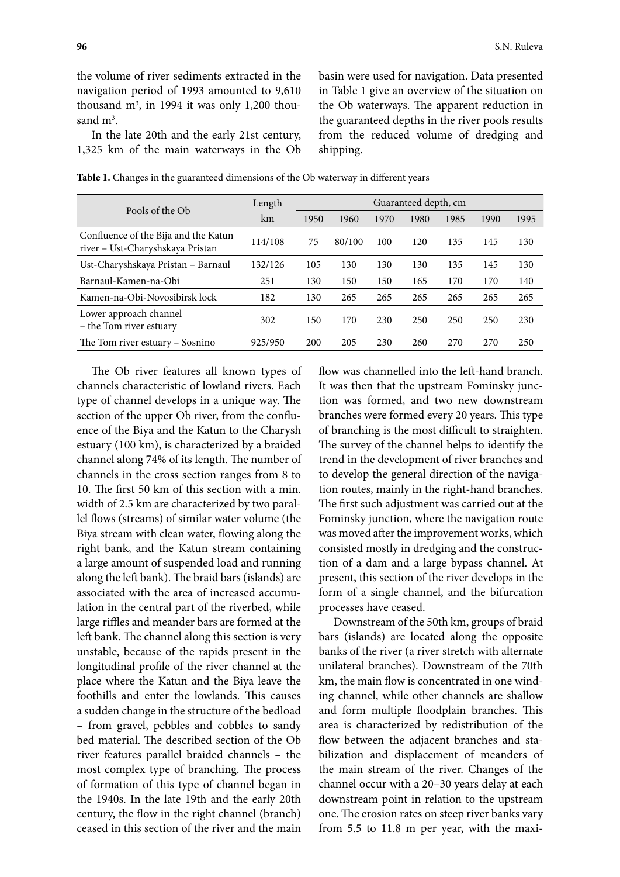the volume of river sediments extracted in the navigation period of 1993 amounted to 9,610 thousand m$^3$, in 1994 it was only 1,200 thousand m$^3$.

In the late 20th and the early 21st century, 1,325 km of the main waterways in the Ob basin were used for navigation. Data presented in Table 1 give an overview of the situation on the Ob waterways. The apparent reduction in the guaranteed depths in the river pools results from the reduced volume of dredging and shipping.

**Table 1.** Changes in the guaranteed dimensions of the Ob waterway in different years

| Pools of the Ob | Length km | Guaranteed depth, cm | | | | | | |
|---|---|---|---|---|---|---|---|---|
| | | 1950 | 1960 | 1970 | 1980 | 1985 | 1990 | 1995 |
| Confluence of the Bija and the Katun river – Ust-Charyshskaya Pristan | 114/108 | 75 | 80/100 | 100 | 120 | 135 | 145 | 130 |
| Ust-Charyshskaya Pristan – Barnaul | 132/126 | 105 | 130 | 130 | 130 | 135 | 145 | 130 |
| Barnaul-Kamen-na-Obi | 251 | 130 | 150 | 150 | 165 | 170 | 170 | 140 |
| Kamen-na-Obi-Novosibirsk lock | 182 | 130 | 265 | 265 | 265 | 265 | 265 | 265 |
| Lower approach channel – the Tom river estuary | 302 | 150 | 170 | 230 | 250 | 250 | 250 | 230 |
| The Tom river estuary – Sosnino | 925/950 | 200 | 205 | 230 | 260 | 270 | 270 | 250 |

The Ob river features all known types of channels characteristic of lowland rivers. Each type of channel develops in a unique way. The section of the upper Ob river, from the confluence of the Biya and the Katun to the Charysh estuary (100 km), is characterized by a braided channel along 74% of its length. The number of channels in the cross section ranges from 8 to 10. The first 50 km of this section with a min. width of 2.5 km are characterized by two parallel flows (streams) of similar water volume (the Biya stream with clean water, flowing along the right bank, and the Katun stream containing a large amount of suspended load and running along the left bank). The braid bars (islands) are associated with the area of increased accumulation in the central part of the riverbed, while large riffles and meander bars are formed at the left bank. The channel along this section is very unstable, because of the rapids present in the longitudinal profile of the river channel at the place where the Katun and the Biya leave the foothills and enter the lowlands. This causes a sudden change in the structure of the bedload – from gravel, pebbles and cobbles to sandy bed material. The described section of the Ob river features parallel braided channels – the most complex type of branching. The process of formation of this type of channel began in the 1940s. In the late 19th and the early 20th century, the flow in the right channel (branch) ceased in this section of the river and the main flow was channelled into the left-hand branch. It was then that the upstream Fominsky junction was formed, and two new downstream branches were formed every 20 years. This type of branching is the most difficult to straighten. The survey of the channel helps to identify the trend in the development of river branches and to develop the general direction of the navigation routes, mainly in the right-hand branches. The first such adjustment was carried out at the Fominsky junction, where the navigation route was moved after the improvement works, which consisted mostly in dredging and the construction of a dam and a large bypass channel. At present, this section of the river develops in the form of a single channel, and the bifurcation processes have ceased.

Downstream of the 50th km, groups of braid bars (islands) are located along the opposite banks of the river (a river stretch with alternate unilateral branches). Downstream of the 70th km, the main flow is concentrated in one winding channel, while other channels are shallow and form multiple floodplain branches. This area is characterized by redistribution of the flow between the adjacent branches and stabilization and displacement of meanders of the main stream of the river. Changes of the channel occur with a 20–30 years delay at each downstream point in relation to the upstream one. The erosion rates on steep river banks vary from 5.5 to 11.8 m per year, with the maxi-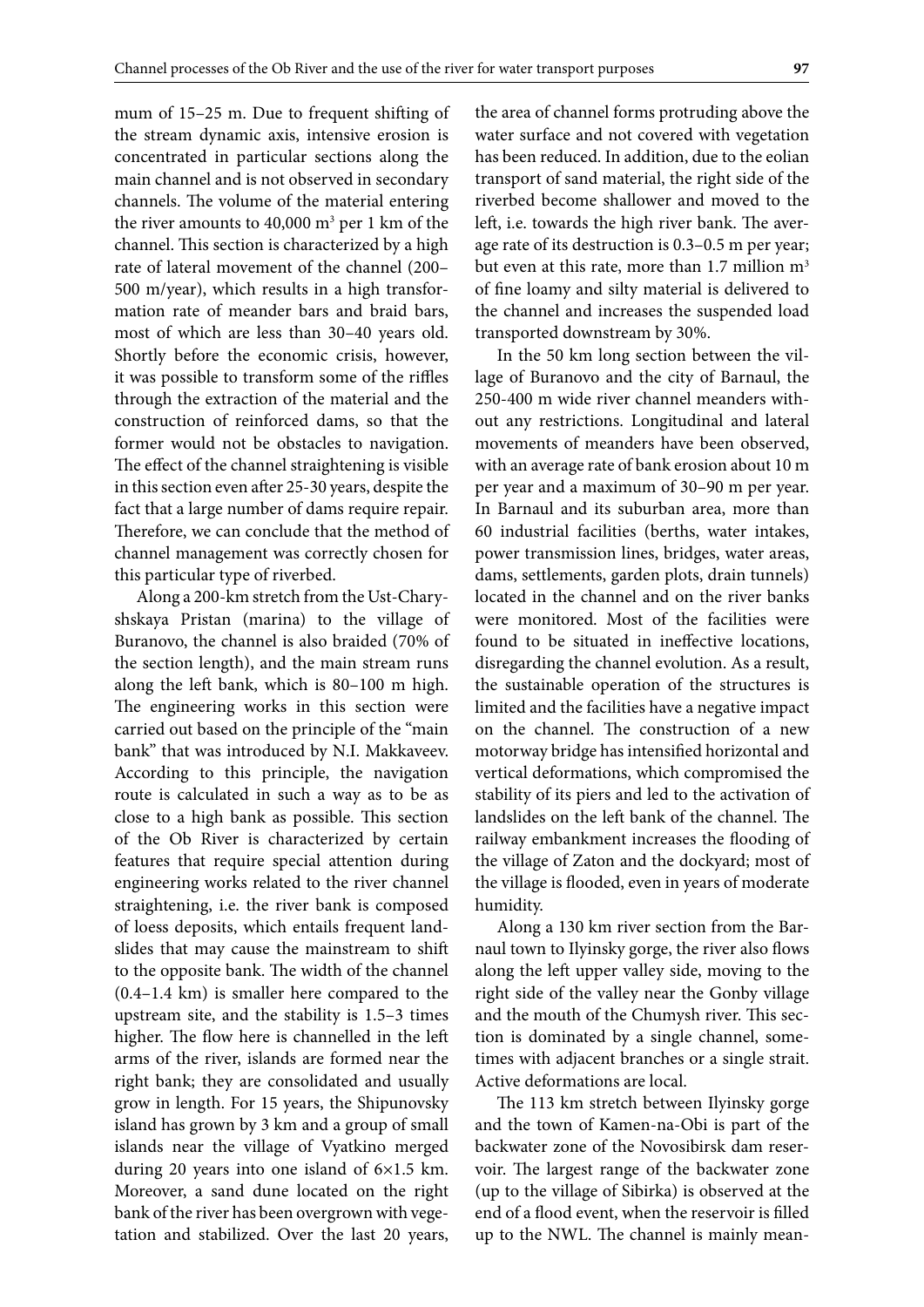mum of 15–25 m. Due to frequent shifting of the stream dynamic axis, intensive erosion is concentrated in particular sections along the main channel and is not observed in secondary channels. The volume of the material entering the river amounts to 40,000 m$^3$ per 1 km of the channel. This section is characterized by a high rate of lateral movement of the channel (200–500 m/year), which results in a high transformation rate of meander bars and braid bars, most of which are less than 30–40 years old. Shortly before the economic crisis, however, it was possible to transform some of the riffles through the extraction of the material and the construction of reinforced dams, so that the former would not be obstacles to navigation. The effect of the channel straightening is visible in this section even after 25-30 years, despite the fact that a large number of dams require repair. Therefore, we can conclude that the method of channel management was correctly chosen for this particular type of riverbed.

Along a 200-km stretch from the Ust-Charyshskaya Pristan (marina) to the village of Buranovo, the channel is also braided (70% of the section length), and the main stream runs along the left bank, which is 80–100 m high. The engineering works in this section were carried out based on the principle of the "main bank" that was introduced by N.I. Makkaveev. According to this principle, the navigation route is calculated in such a way as to be as close to a high bank as possible. This section of the Ob River is characterized by certain features that require special attention during engineering works related to the river channel straightening, i.e. the river bank is composed of loess deposits, which entails frequent landslides that may cause the mainstream to shift to the opposite bank. The width of the channel (0.4–1.4 km) is smaller here compared to the upstream site, and the stability is 1.5–3 times higher. The flow here is channelled in the left arms of the river, islands are formed near the right bank; they are consolidated and usually grow in length. For 15 years, the Shipunovsky island has grown by 3 km and a group of small islands near the village of Vyatkino merged during 20 years into one island of 6×1.5 km. Moreover, a sand dune located on the right bank of the river has been overgrown with vegetation and stabilized. Over the last 20 years, the area of channel forms protruding above the water surface and not covered with vegetation has been reduced. In addition, due to the eolian transport of sand material, the right side of the riverbed become shallower and moved to the left, i.e. towards the high river bank. The average rate of its destruction is 0.3–0.5 m per year; but even at this rate, more than 1.7 million m$^3$ of fine loamy and silty material is delivered to the channel and increases the suspended load transported downstream by 30%.

In the 50 km long section between the village of Buranovo and the city of Barnaul, the 250-400 m wide river channel meanders without any restrictions. Longitudinal and lateral movements of meanders have been observed, with an average rate of bank erosion about 10 m per year and a maximum of 30–90 m per year. In Barnaul and its suburban area, more than 60 industrial facilities (berths, water intakes, power transmission lines, bridges, water areas, dams, settlements, garden plots, drain tunnels) located in the channel and on the river banks were monitored. Most of the facilities were found to be situated in ineffective locations, disregarding the channel evolution. As a result, the sustainable operation of the structures is limited and the facilities have a negative impact on the channel. The construction of a new motorway bridge has intensified horizontal and vertical deformations, which compromised the stability of its piers and led to the activation of landslides on the left bank of the channel. The railway embankment increases the flooding of the village of Zaton and the dockyard; most of the village is flooded, even in years of moderate humidity.

Along a 130 km river section from the Barnaul town to Ilyinsky gorge, the river also flows along the left upper valley side, moving to the right side of the valley near the Gonby village and the mouth of the Chumysh river. This section is dominated by a single channel, sometimes with adjacent branches or a single strait. Active deformations are local.

The 113 km stretch between Ilyinsky gorge and the town of Kamen-na-Obi is part of the backwater zone of the Novosibirsk dam reservoir. The largest range of the backwater zone (up to the village of Sibirka) is observed at the end of a flood event, when the reservoir is filled up to the NWL. The channel is mainly mean-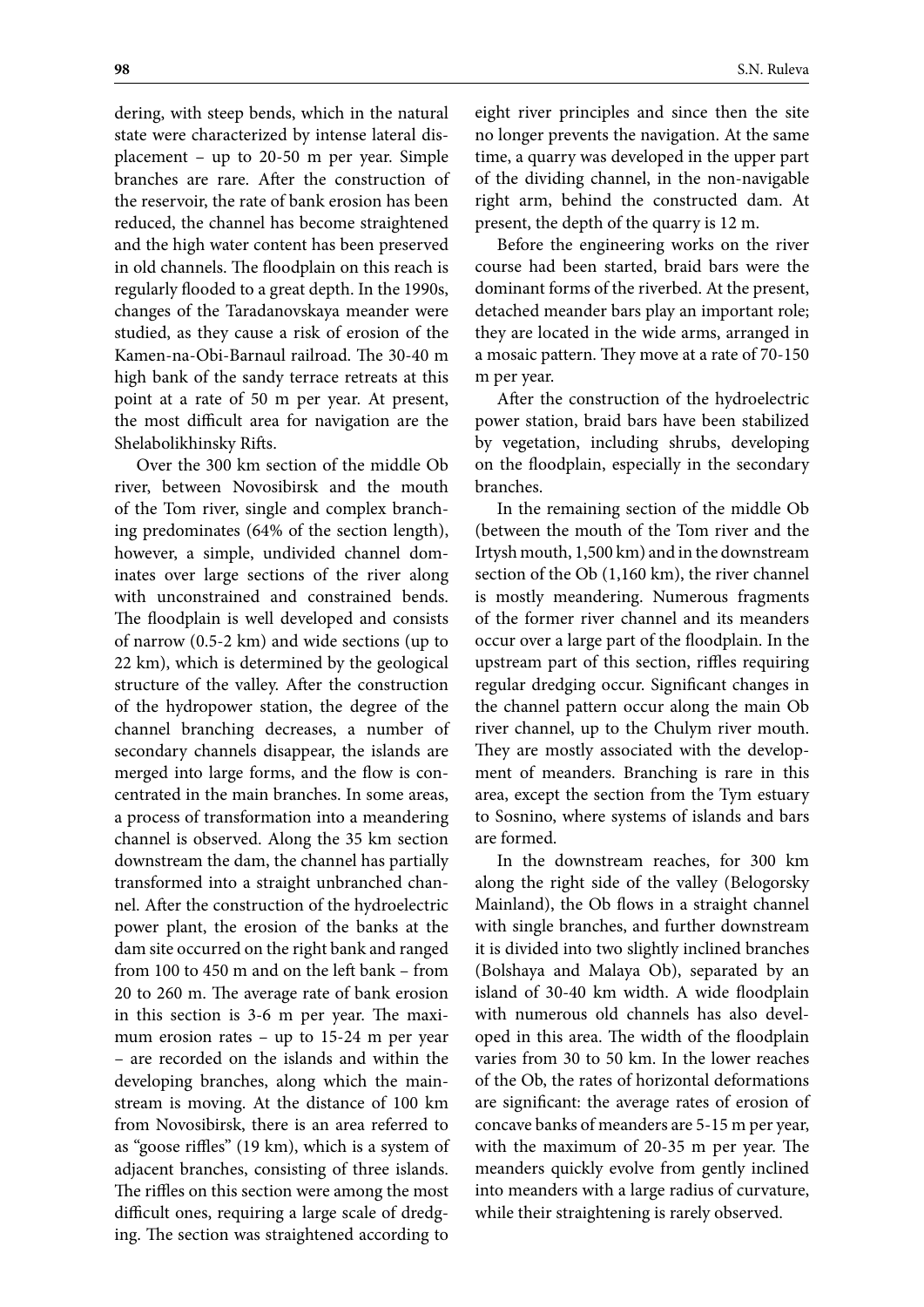dering, with steep bends, which in the natural state were characterized by intense lateral displacement – up to 20-50 m per year. Simple branches are rare. After the construction of the reservoir, the rate of bank erosion has been reduced, the channel has become straightened and the high water content has been preserved in old channels. The floodplain on this reach is regularly flooded to a great depth. In the 1990s, changes of the Taradanovskaya meander were studied, as they cause a risk of erosion of the Kamen-na-Obi-Barnaul railroad. The 30-40 m high bank of the sandy terrace retreats at this point at a rate of 50 m per year. At present, the most difficult area for navigation are the Shelabolikhinsky Rifts.

Over the 300 km section of the middle Ob river, between Novosibirsk and the mouth of the Tom river, single and complex branching predominates (64% of the section length), however, a simple, undivided channel dominates over large sections of the river along with unconstrained and constrained bends. The floodplain is well developed and consists of narrow (0.5-2 km) and wide sections (up to 22 km), which is determined by the geological structure of the valley. After the construction of the hydropower station, the degree of the channel branching decreases, a number of secondary channels disappear, the islands are merged into large forms, and the flow is concentrated in the main branches. In some areas, a process of transformation into a meandering channel is observed. Along the 35 km section downstream the dam, the channel has partially transformed into a straight unbranched channel. After the construction of the hydroelectric power plant, the erosion of the banks at the dam site occurred on the right bank and ranged from 100 to 450 m and on the left bank – from 20 to 260 m. The average rate of bank erosion in this section is 3-6 m per year. The maximum erosion rates – up to 15-24 m per year – are recorded on the islands and within the developing branches, along which the mainstream is moving. At the distance of 100 km from Novosibirsk, there is an area referred to as "goose riffles" (19 km), which is a system of adjacent branches, consisting of three islands. The riffles on this section were among the most difficult ones, requiring a large scale of dredging. The section was straightened according to eight river principles and since then the site no longer prevents the navigation. At the same time, a quarry was developed in the upper part of the dividing channel, in the non-navigable right arm, behind the constructed dam. At present, the depth of the quarry is 12 m.

Before the engineering works on the river course had been started, braid bars were the dominant forms of the riverbed. At the present, detached meander bars play an important role; they are located in the wide arms, arranged in a mosaic pattern. They move at a rate of 70-150 m per year.

After the construction of the hydroelectric power station, braid bars have been stabilized by vegetation, including shrubs, developing on the floodplain, especially in the secondary branches.

In the remaining section of the middle Ob (between the mouth of the Tom river and the Irtysh mouth, 1,500 km) and in the downstream section of the Ob (1,160 km), the river channel is mostly meandering. Numerous fragments of the former river channel and its meanders occur over a large part of the floodplain. In the upstream part of this section, riffles requiring regular dredging occur. Significant changes in the channel pattern occur along the main Ob river channel, up to the Chulym river mouth. They are mostly associated with the development of meanders. Branching is rare in this area, except the section from the Tym estuary to Sosnino, where systems of islands and bars are formed.

In the downstream reaches, for 300 km along the right side of the valley (Belogorsky Mainland), the Ob flows in a straight channel with single branches, and further downstream it is divided into two slightly inclined branches (Bolshaya and Malaya Ob), separated by an island of 30-40 km width. A wide floodplain with numerous old channels has also developed in this area. The width of the floodplain varies from 30 to 50 km. In the lower reaches of the Ob, the rates of horizontal deformations are significant: the average rates of erosion of concave banks of meanders are 5-15 m per year, with the maximum of 20-35 m per year. The meanders quickly evolve from gently inclined into meanders with a large radius of curvature, while their straightening is rarely observed.